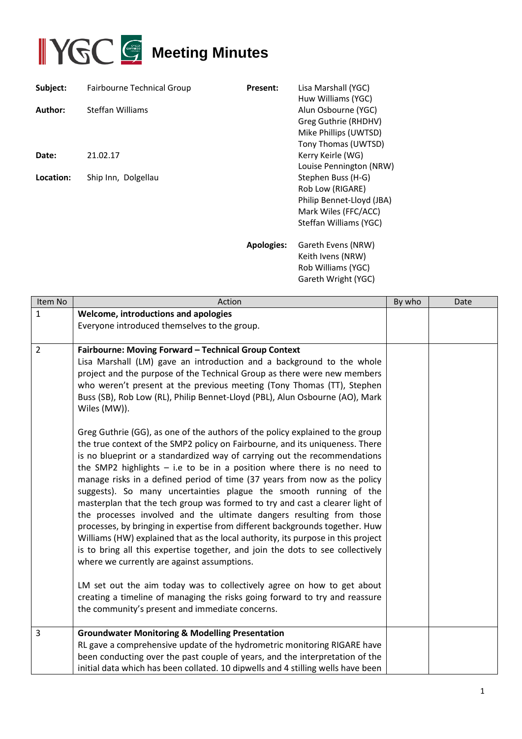# Meeting Minutes

| | | | |
|---|---|---|---|
| **Subject:** | Fairbourne Technical Group | **Present:** | Lisa Marshall (YGC)<br>Huw Williams (YGC)<br>Alun Osbourne (YGC)<br>Greg Guthrie (RHDHV)<br>Mike Phillips (UWTSD)<br>Tony Thomas (UWTSD)<br>Kerry Keirle (WG)<br>Louise Pennington (NRW)<br>Stephen Buss (H-G)<br>Rob Low (RIGARE)<br>Philip Bennet-Lloyd (JBA)<br>Mark Wiles (FFC/ACC)<br>Steffan Williams (YGC) |
| **Author:** | Steffan Williams | | |
| **Date:** | 21.02.17 | | |
| **Location:** | Ship Inn, Dolgellau | | |
| | | **Apologies:** | Gareth Evens (NRW)<br>Keith Ivens (NRW)<br>Rob Williams (YGC)<br>Gareth Wright (YGC) |

| Item No | Action | By who | Date |
|---|---|---|---|
| 1 | **Welcome, introductions and apologies**<br>Everyone introduced themselves to the group. | | |
| 2 | **Fairbourne: Moving Forward – Technical Group Context**<br>Lisa Marshall (LM) gave an introduction and a background to the whole project and the purpose of the Technical Group as there were new members who weren't present at the previous meeting (Tony Thomas (TT), Stephen Buss (SB), Rob Low (RL), Philip Bennet-Lloyd (PBL), Alun Osbourne (AO), Mark Wiles (MW)).<br><br>Greg Guthrie (GG), as one of the authors of the policy explained to the group the true context of the SMP2 policy on Fairbourne, and its uniqueness. There is no blueprint or a standardized way of carrying out the recommendations the SMP2 highlights – i.e to be in a position where there is no need to manage risks in a defined period of time (37 years from now as the policy suggests). So many uncertainties plague the smooth running of the masterplan that the tech group was formed to try and cast a clearer light of the processes involved and the ultimate dangers resulting from those processes, by bringing in expertise from different backgrounds together. Huw Williams (HW) explained that as the local authority, its purpose in this project is to bring all this expertise together, and join the dots to see collectively where we currently are against assumptions.<br><br>LM set out the aim today was to collectively agree on how to get about creating a timeline of managing the risks going forward to try and reassure the community's present and immediate concerns. | | |
| 3 | **Groundwater Monitoring & Modelling Presentation**<br>RL gave a comprehensive update of the hydrometric monitoring RIGARE have been conducting over the past couple of years, and the interpretation of the initial data which has been collated. 10 dipwells and 4 stilling wells have been | | |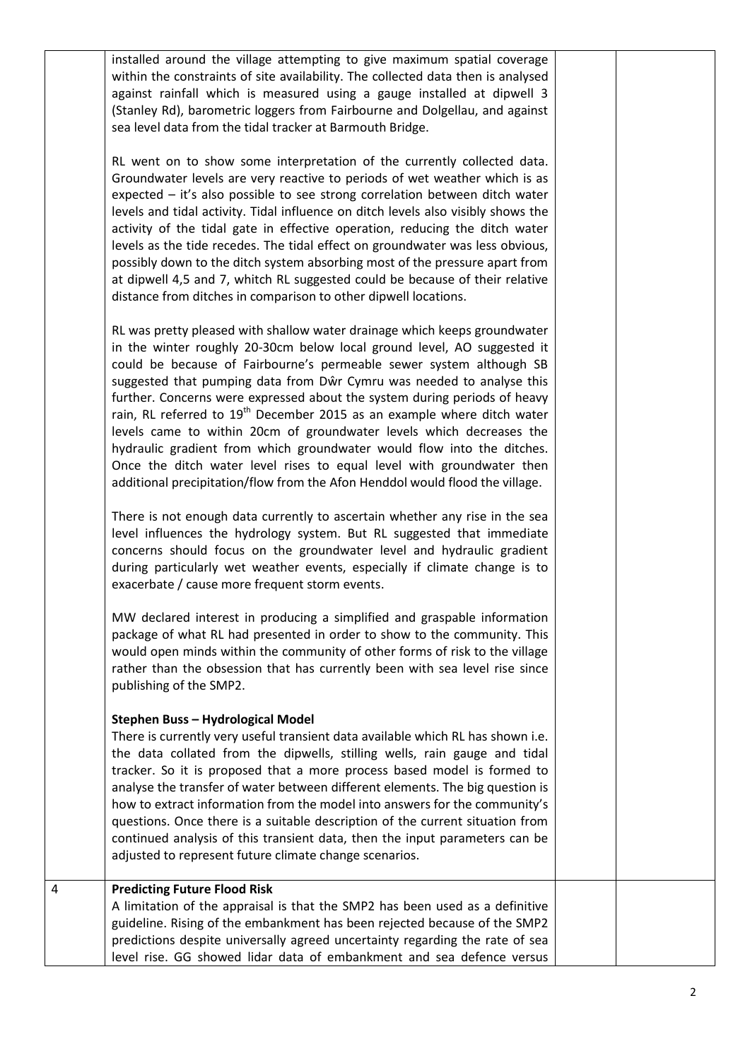| | | | |
|---|---|---|---|
| | installed around the village attempting to give maximum spatial coverage within the constraints of site availability. The collected data then is analysed against rainfall which is measured using a gauge installed at dipwell 3 (Stanley Rd), barometric loggers from Fairbourne and Dolgellau, and against sea level data from the tidal tracker at Barmouth Bridge.<br><br>RL went on to show some interpretation of the currently collected data. Groundwater levels are very reactive to periods of wet weather which is as expected – it's also possible to see strong correlation between ditch water levels and tidal activity. Tidal influence on ditch levels also visibly shows the activity of the tidal gate in effective operation, reducing the ditch water levels as the tide recedes. The tidal effect on groundwater was less obvious, possibly down to the ditch system absorbing most of the pressure apart from at dipwell 4,5 and 7, whitch RL suggested could be because of their relative distance from ditches in comparison to other dipwell locations.<br><br>RL was pretty pleased with shallow water drainage which keeps groundwater in the winter roughly 20-30cm below local ground level, AO suggested it could be because of Fairbourne's permeable sewer system although SB suggested that pumping data from Dŵr Cymru was needed to analyse this further. Concerns were expressed about the system during periods of heavy rain, RL referred to 19th December 2015 as an example where ditch water levels came to within 20cm of groundwater levels which decreases the hydraulic gradient from which groundwater would flow into the ditches. Once the ditch water level rises to equal level with groundwater then additional precipitation/flow from the Afon Henddol would flood the village.<br><br>There is not enough data currently to ascertain whether any rise in the sea level influences the hydrology system. But RL suggested that immediate concerns should focus on the groundwater level and hydraulic gradient during particularly wet weather events, especially if climate change is to exacerbate / cause more frequent storm events.<br><br>MW declared interest in producing a simplified and graspable information package of what RL had presented in order to show to the community. This would open minds within the community of other forms of risk to the village rather than the obsession that has currently been with sea level rise since publishing of the SMP2.<br><br>**Stephen Buss – Hydrological Model**<br>There is currently very useful transient data available which RL has shown i.e. the data collated from the dipwells, stilling wells, rain gauge and tidal tracker. So it is proposed that a more process based model is formed to analyse the transfer of water between different elements. The big question is how to extract information from the model into answers for the community's questions. Once there is a suitable description of the current situation from continued analysis of this transient data, then the input parameters can be adjusted to represent future climate change scenarios. | | |
| 4 | **Predicting Future Flood Risk**<br>A limitation of the appraisal is that the SMP2 has been used as a definitive guideline. Rising of the embankment has been rejected because of the SMP2 predictions despite universally agreed uncertainty regarding the rate of sea level rise. GG showed lidar data of embankment and sea defence versus | | |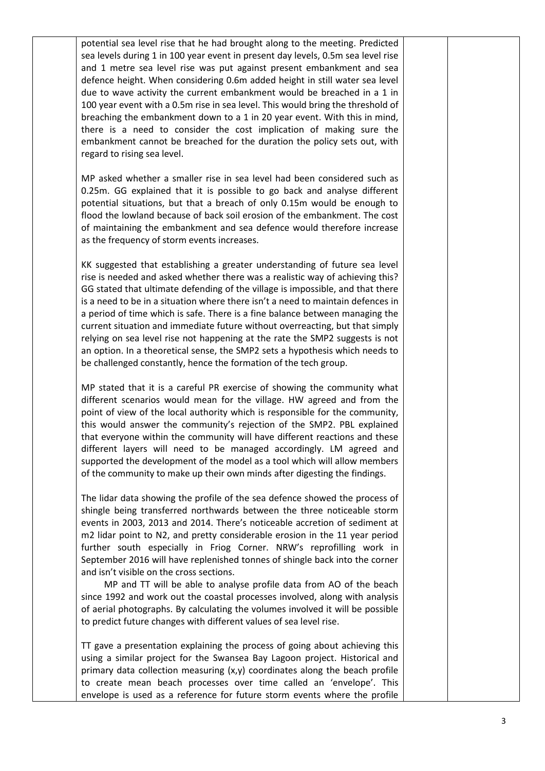potential sea level rise that he had brought along to the meeting. Predicted sea levels during 1 in 100 year event in present day levels, 0.5m sea level rise and 1 metre sea level rise was put against present embankment and sea defence height. When considering 0.6m added height in still water sea level due to wave activity the current embankment would be breached in a 1 in 100 year event with a 0.5m rise in sea level. This would bring the threshold of breaching the embankment down to a 1 in 20 year event. With this in mind, there is a need to consider the cost implication of making sure the embankment cannot be breached for the duration the policy sets out, with regard to rising sea level.

MP asked whether a smaller rise in sea level had been considered such as 0.25m. GG explained that it is possible to go back and analyse different potential situations, but that a breach of only 0.15m would be enough to flood the lowland because of back soil erosion of the embankment. The cost of maintaining the embankment and sea defence would therefore increase as the frequency of storm events increases.

KK suggested that establishing a greater understanding of future sea level rise is needed and asked whether there was a realistic way of achieving this? GG stated that ultimate defending of the village is impossible, and that there is a need to be in a situation where there isn't a need to maintain defences in a period of time which is safe. There is a fine balance between managing the current situation and immediate future without overreacting, but that simply relying on sea level rise not happening at the rate the SMP2 suggests is not an option. In a theoretical sense, the SMP2 sets a hypothesis which needs to be challenged constantly, hence the formation of the tech group.

MP stated that it is a careful PR exercise of showing the community what different scenarios would mean for the village. HW agreed and from the point of view of the local authority which is responsible for the community, this would answer the community's rejection of the SMP2. PBL explained that everyone within the community will have different reactions and these different layers will need to be managed accordingly. LM agreed and supported the development of the model as a tool which will allow members of the community to make up their own minds after digesting the findings.

The lidar data showing the profile of the sea defence showed the process of shingle being transferred northwards between the three noticeable storm events in 2003, 2013 and 2014. There's noticeable accretion of sediment at m2 lidar point to N2, and pretty considerable erosion in the 11 year period further south especially in Friog Corner. NRW's reprofilling work in September 2016 will have replenished tonnes of shingle back into the corner and isn't visible on the cross sections.

MP and TT will be able to analyse profile data from AO of the beach since 1992 and work out the coastal processes involved, along with analysis of aerial photographs. By calculating the volumes involved it will be possible to predict future changes with different values of sea level rise.

TT gave a presentation explaining the process of going about achieving this using a similar project for the Swansea Bay Lagoon project. Historical and primary data collection measuring (x,y) coordinates along the beach profile to create mean beach processes over time called an 'envelope'. This envelope is used as a reference for future storm events where the profile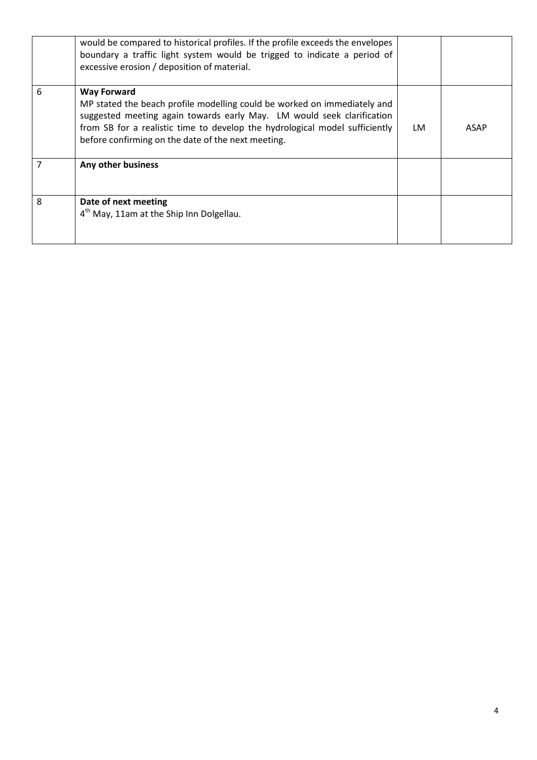| | | | |
|---|---|---|---|
| | would be compared to historical profiles. If the profile exceeds the envelopes boundary a traffic light system would be trigged to indicate a period of excessive erosion / deposition of material. | | |
| 6 | **Way Forward**<br>MP stated the beach profile modelling could be worked on immediately and suggested meeting again towards early May. LM would seek clarification from SB for a realistic time to develop the hydrological model sufficiently before confirming on the date of the next meeting. | LM | ASAP |
| 7 | **Any other business** | | |
| 8 | **Date of next meeting**<br>4th May, 11am at the Ship Inn Dolgellau. | | |